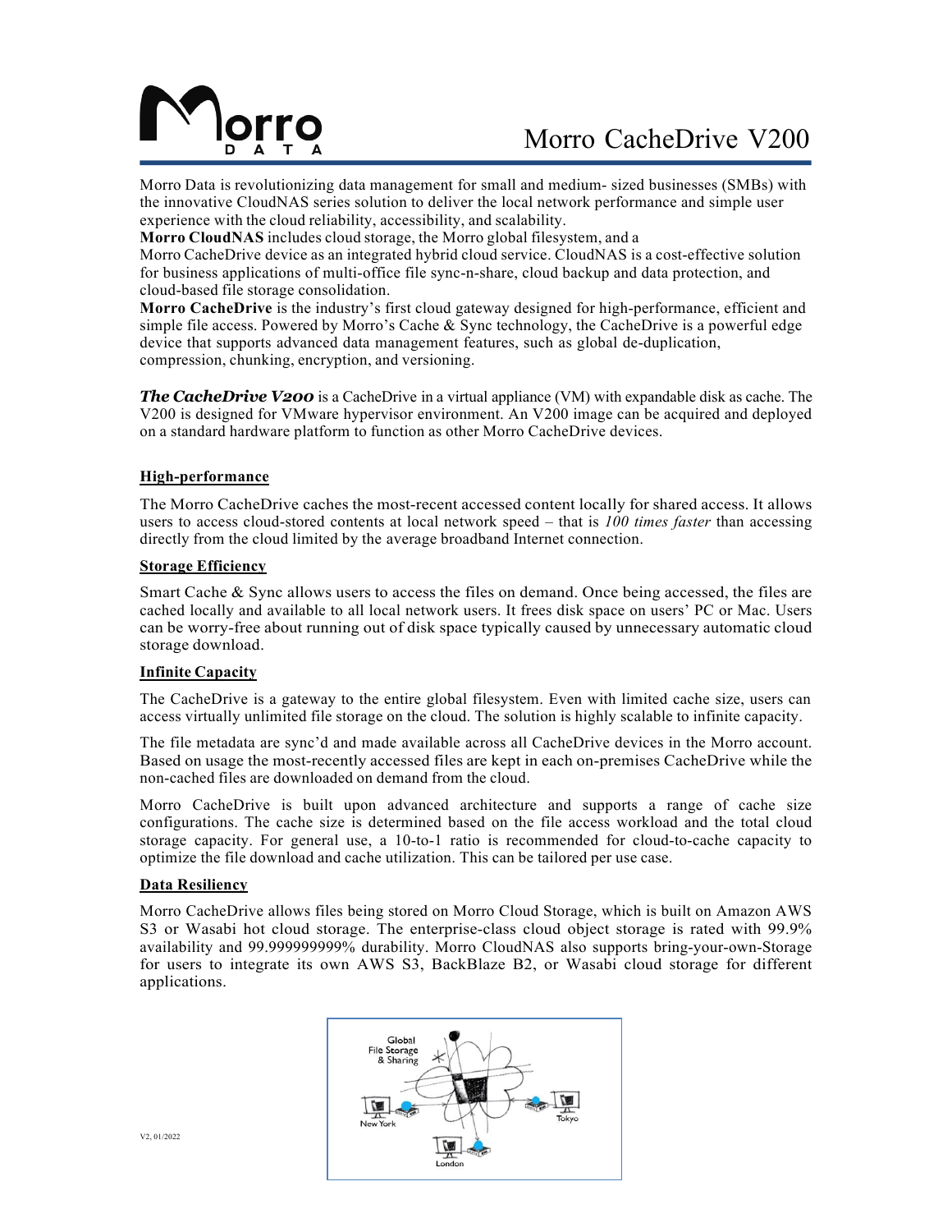# Morro CacheDrive V200

Morro Data is revolutionizing data management for small and medium- sized businesses (SMBs) with the innovative CloudNAS series solution to deliver the local network performance and simple user experience with the cloud reliability, accessibility, and scalability.

**Morro CloudNAS** includes cloud storage, the Morro global filesystem, and a Morro CacheDrive device as an integrated hybrid cloud service. CloudNAS is a cost-effective solution for business applications of multi-office file sync-n-share, cloud backup and data protection, and cloud-based file storage consolidation.

**Morro CacheDrive** is the industry's first cloud gateway designed for high-performance, efficient and simple file access. Powered by Morro's Cache & Sync technology, the CacheDrive is a powerful edge device that supports advanced data management features, such as global de-duplication, compression, chunking, encryption, and versioning.

***The CacheDrive V200*** is a CacheDrive in a virtual appliance (VM) with expandable disk as cache. The V200 is designed for VMware hypervisor environment. An V200 image can be acquired and deployed on a standard hardware platform to function as other Morro CacheDrive devices.

## High-performance

The Morro CacheDrive caches the most-recent accessed content locally for shared access. It allows users to access cloud-stored contents at local network speed – that is *100 times faster* than accessing directly from the cloud limited by the average broadband Internet connection.

## Storage Efficiency

Smart Cache & Sync allows users to access the files on demand. Once being accessed, the files are cached locally and available to all local network users. It frees disk space on users' PC or Mac. Users can be worry-free about running out of disk space typically caused by unnecessary automatic cloud storage download.

## Infinite Capacity

The CacheDrive is a gateway to the entire global filesystem. Even with limited cache size, users can access virtually unlimited file storage on the cloud. The solution is highly scalable to infinite capacity.

The file metadata are sync'd and made available across all CacheDrive devices in the Morro account. Based on usage the most-recently accessed files are kept in each on-premises CacheDrive while the non-cached files are downloaded on demand from the cloud.

Morro CacheDrive is built upon advanced architecture and supports a range of cache size configurations. The cache size is determined based on the file access workload and the total cloud storage capacity. For general use, a 10-to-1 ratio is recommended for cloud-to-cache capacity to optimize the file download and cache utilization. This can be tailored per use case.

## Data Resiliency

Morro CacheDrive allows files being stored on Morro Cloud Storage, which is built on Amazon AWS S3 or Wasabi hot cloud storage. The enterprise-class cloud object storage is rated with 99.9% availability and 99.999999999% durability. Morro CloudNAS also supports bring-your-own-Storage for users to integrate its own AWS S3, BackBlaze B2, or Wasabi cloud storage for different applications.

V2, 01/2022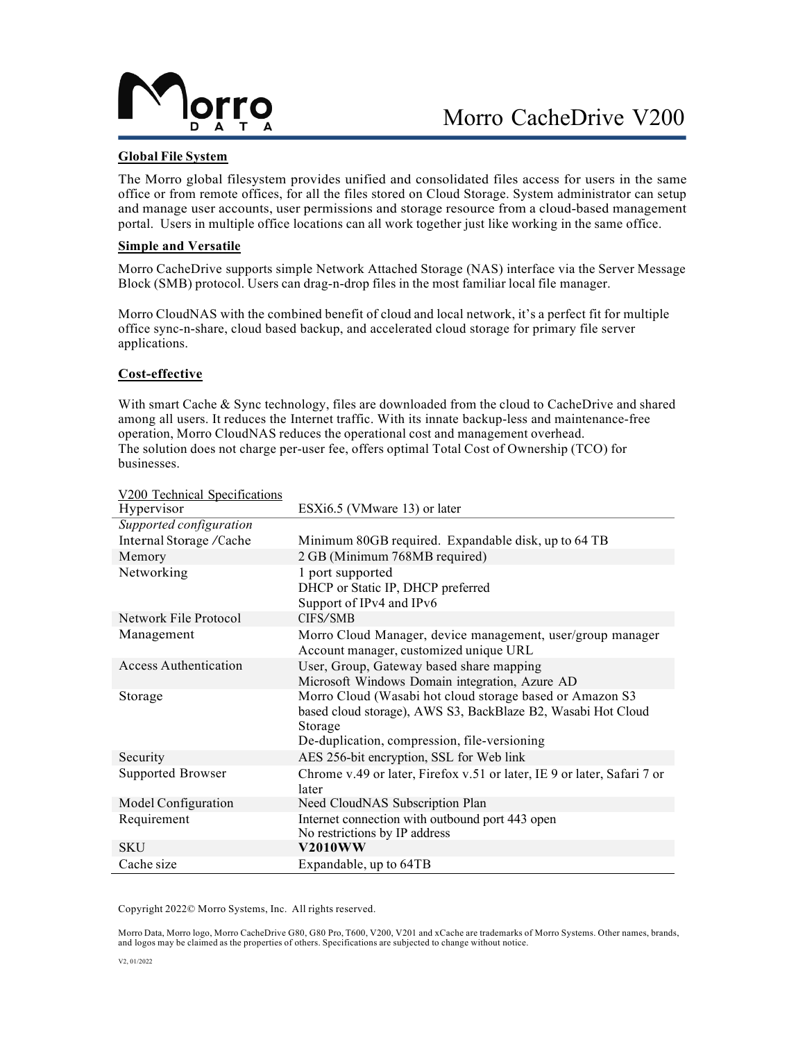# Morro CacheDrive V200

**Global File System**

The Morro global filesystem provides unified and consolidated files access for users in the same office or from remote offices, for all the files stored on Cloud Storage. System administrator can setup and manage user accounts, user permissions and storage resource from a cloud-based management portal. Users in multiple office locations can all work together just like working in the same office.

**Simple and Versatile**

Morro CacheDrive supports simple Network Attached Storage (NAS) interface via the Server Message Block (SMB) protocol. Users can drag-n-drop files in the most familiar local file manager.

Morro CloudNAS with the combined benefit of cloud and local network, it's a perfect fit for multiple office sync-n-share, cloud based backup, and accelerated cloud storage for primary file server applications.

**Cost-effective**

With smart Cache & Sync technology, files are downloaded from the cloud to CacheDrive and shared among all users. It reduces the Internet traffic. With its innate backup-less and maintenance-free operation, Morro CloudNAS reduces the operational cost and management overhead.
The solution does not charge per-user fee, offers optimal Total Cost of Ownership (TCO) for businesses.

V200 Technical Specifications

| Hypervisor | ESXi6.5 (VMware 13) or later |
|---|---|
| *Supported configuration* | |
| Internal Storage /Cache | Minimum 80GB required. Expandable disk, up to 64 TB |
| Memory | 2 GB (Minimum 768MB required) |
| Networking | 1 port supported<br>DHCP or Static IP, DHCP preferred<br>Support of IPv4 and IPv6 |
| Network File Protocol | CIFS/SMB |
| Management | Morro Cloud Manager, device management, user/group manager<br>Account manager, customized unique URL |
| Access Authentication | User, Group, Gateway based share mapping<br>Microsoft Windows Domain integration, Azure AD |
| Storage | Morro Cloud (Wasabi hot cloud storage based or Amazon S3 based cloud storage), AWS S3, BackBlaze B2, Wasabi Hot Cloud Storage<br>De-duplication, compression, file-versioning |
| Security | AES 256-bit encryption, SSL for Web link |
| Supported Browser | Chrome v.49 or later, Firefox v.51 or later, IE 9 or later, Safari 7 or later |
| Model Configuration | Need CloudNAS Subscription Plan |
| Requirement | Internet connection with outbound port 443 open<br>No restrictions by IP address |
| SKU | **V2010WW** |
| Cache size | Expandable, up to 64TB |

Copyright 2022© Morro Systems, Inc. All rights reserved.

Morro Data, Morro logo, Morro CacheDrive G80, G80 Pro, T600, V200, V201 and xCache are trademarks of Morro Systems. Other names, brands, and logos may be claimed as the properties of others. Specifications are subjected to change without notice.

V2, 01/2022